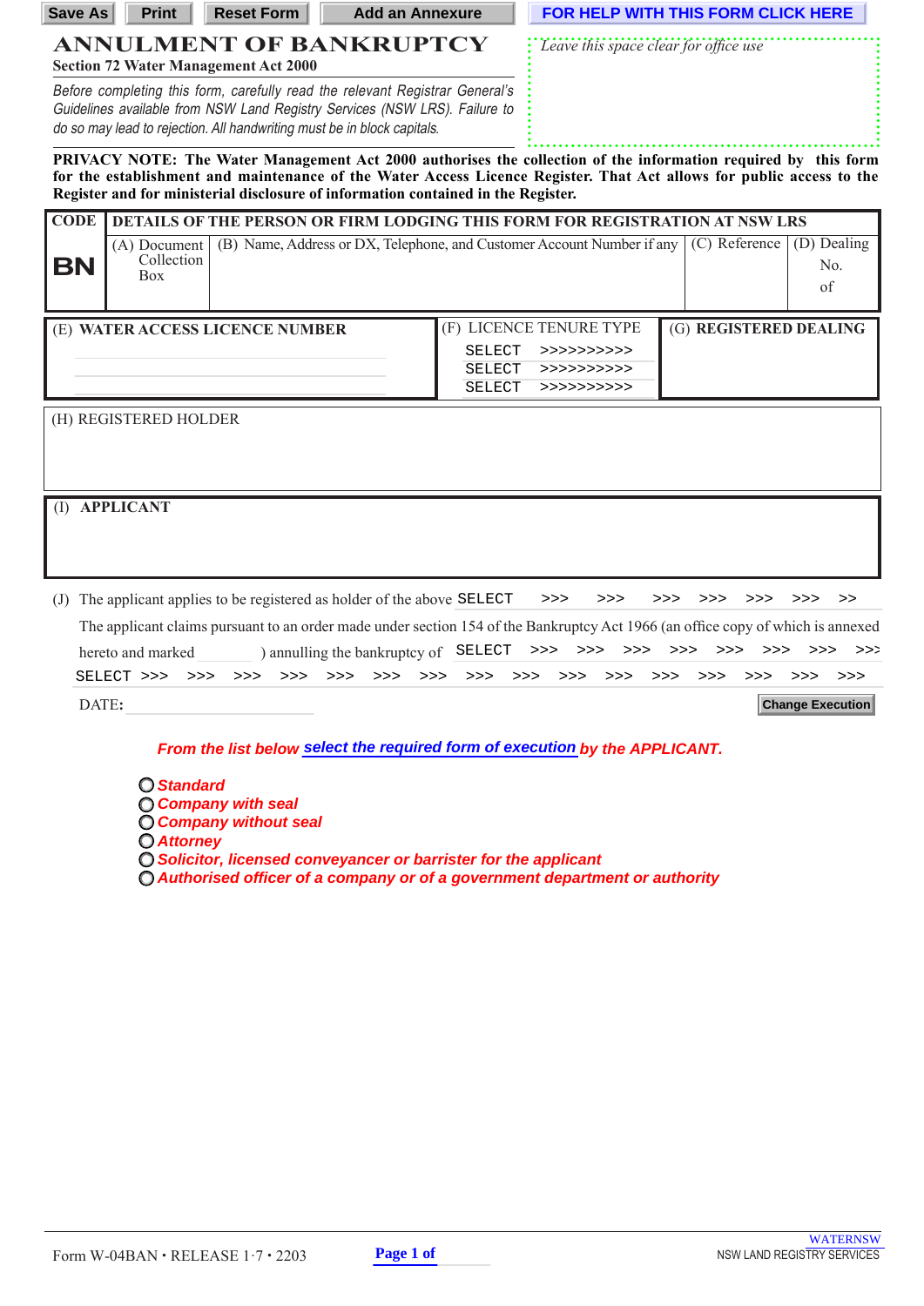Save As | Print | Reset Form | Add an Annexure | FOR HELP WITH THIS FORM CLICK HERE

# ANNULMENT OF BANKRUPTCY

**Section 72 Water Management Act 2000**

*Before completing this form, carefully read the relevant Registrar General's Guidelines available from NSW Land Registry Services (NSW LRS). Failure to do so may lead to rejection. All handwriting must be in block capitals.*

*Leave this space clear for office use*

**PRIVACY NOTE: The Water Management Act 2000 authorises the collection of the information required by this form for the establishment and maintenance of the Water Access Licence Register. That Act allows for public access to the Register and for ministerial disclosure of information contained in the Register.**

| CODE | DETAILS OF THE PERSON OR FIRM LODGING THIS FORM FOR REGISTRATION AT NSW LRS | | | |
|---|---|---|---|---|
| **BN** | (A) Document Collection Box | (B) Name, Address or DX, Telephone, and Customer Account Number if any | (C) Reference | (D) Dealing No. of |

| (E) **WATER ACCESS LICENCE NUMBER** | (F) LICENCE TENURE TYPE | (G) **REGISTERED DEALING** |
|---|---|---|
| | SELECT >>>>>>>>>> | |
| | SELECT >>>>>>>>>> | |
| | SELECT >>>>>>>>>> | |

(H) REGISTERED HOLDER

(I) **APPLICANT**

(J) The applicant applies to be registered as holder of the above SELECT >>> >>> >>> >>> >>> >>> >>

The applicant claims pursuant to an order made under section 154 of the Bankruptcy Act 1966 (an office copy of which is annexed hereto and marked ______ ) annulling the bankruptcy of SELECT >>> >>> >>> >>> >>> >>> >>> >>>

SELECT >>> >>> >>> >>> >>> >>> >>> >>> >>> >>> >>> >>> >>> >>> >>> >>>

DATE: ____________

Change Execution

*From the list below* ***select the required form of execution*** *by the APPLICANT.*

- ***Standard***
- ***Company with seal***
- ***Company without seal***
- ***Attorney***
- ***Solicitor, licensed conveyancer or barrister for the applicant***
- ***Authorised officer of a company or of a government department or authority***

Form W-04BAN • RELEASE 1·7 • 2203

WATERNSW
NSW LAND REGISTRY SERVICES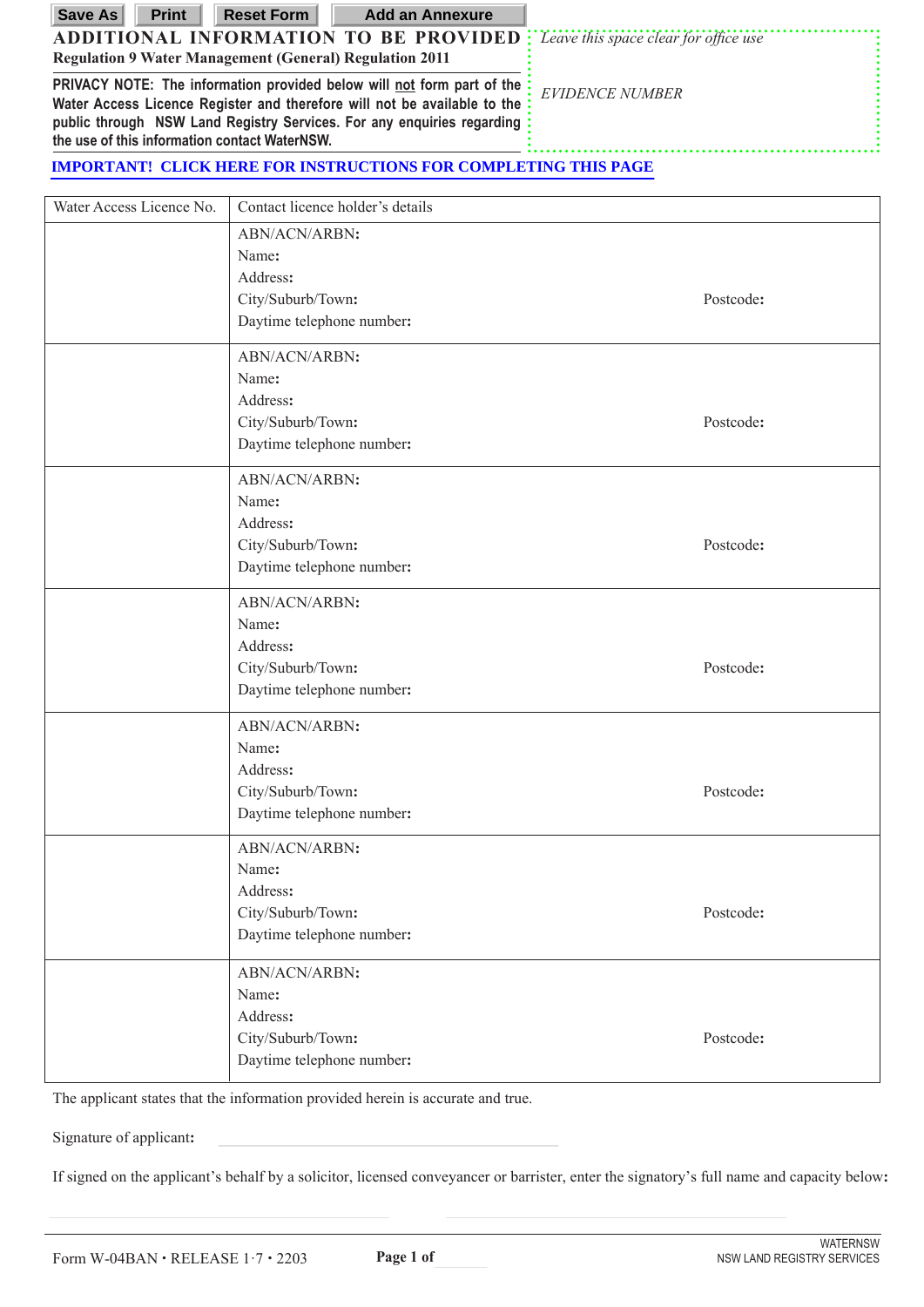Save As | Print | Reset Form | Add an Annexure

# ADDITIONAL INFORMATION TO BE PROVIDED

**Regulation 9 Water Management (General) Regulation 2011**

**PRIVACY NOTE: The information provided below will not form part of the Water Access Licence Register and therefore will not be available to the public through NSW Land Registry Services. For any enquiries regarding the use of this information contact WaterNSW.**

*Leave this space clear for office use*

*EVIDENCE NUMBER*

**IMPORTANT! CLICK HERE FOR INSTRUCTIONS FOR COMPLETING THIS PAGE**

| Water Access Licence No. | Contact licence holder's details | |
|---|---|---|
| | ABN/ACN/ARBN:<br>Name:<br>Address:<br>City/Suburb/Town:<br>Daytime telephone number: | Postcode: |
| | ABN/ACN/ARBN:<br>Name:<br>Address:<br>City/Suburb/Town:<br>Daytime telephone number: | Postcode: |
| | ABN/ACN/ARBN:<br>Name:<br>Address:<br>City/Suburb/Town:<br>Daytime telephone number: | Postcode: |
| | ABN/ACN/ARBN:<br>Name:<br>Address:<br>City/Suburb/Town:<br>Daytime telephone number: | Postcode: |
| | ABN/ACN/ARBN:<br>Name:<br>Address:<br>City/Suburb/Town:<br>Daytime telephone number: | Postcode: |
| | ABN/ACN/ARBN:<br>Name:<br>Address:<br>City/Suburb/Town:<br>Daytime telephone number: | Postcode: |
| | ABN/ACN/ARBN:<br>Name:<br>Address:<br>City/Suburb/Town:<br>Daytime telephone number: | Postcode: |

The applicant states that the information provided herein is accurate and true.

Signature of applicant:

If signed on the applicant's behalf by a solicitor, licensed conveyancer or barrister, enter the signatory's full name and capacity below:

Form W-04BAN • RELEASE 1·7 • 2203

WATERNSW
NSW LAND REGISTRY SERVICES